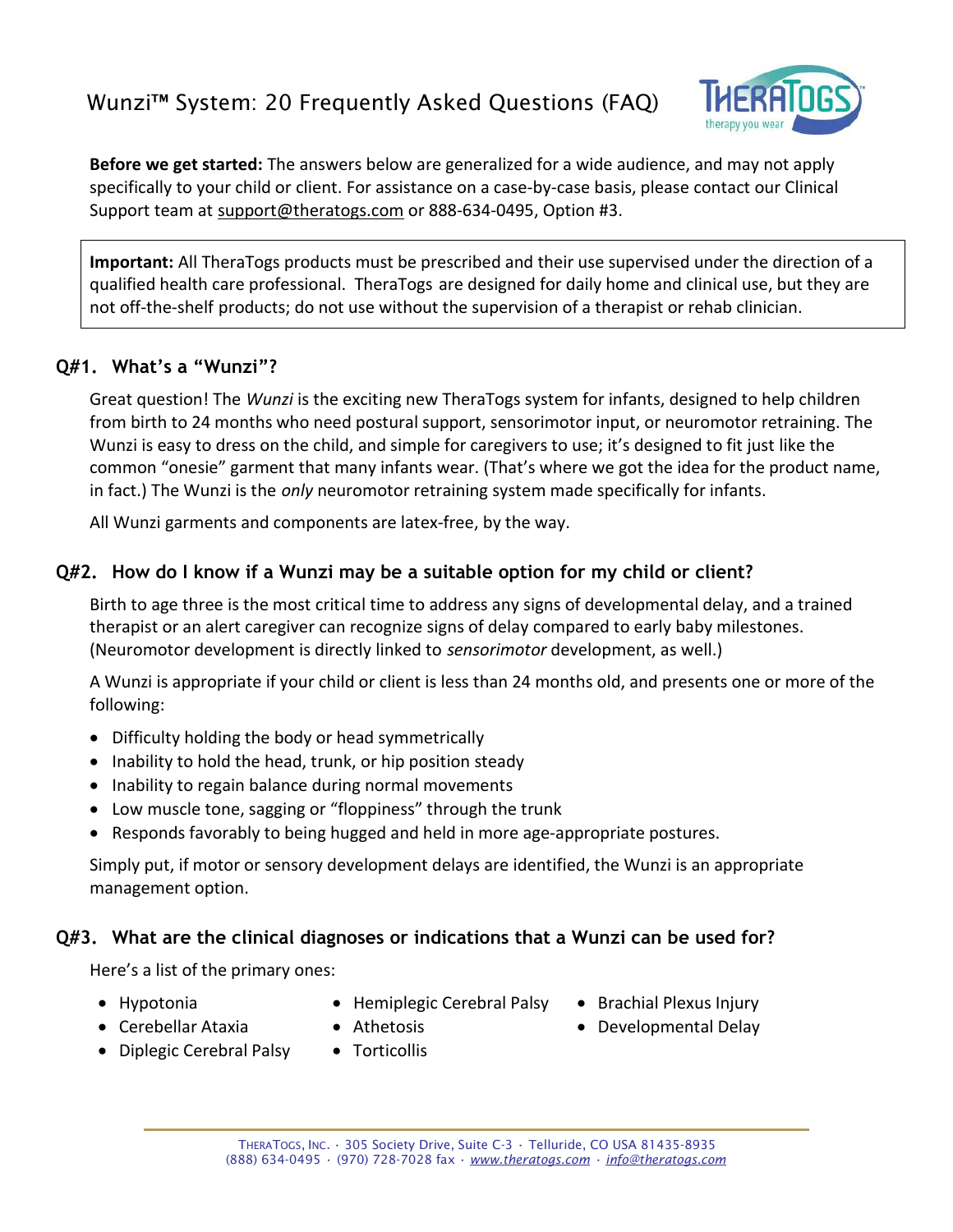# Wunzi™ System: 20 Frequently Asked Questions (FAQ)

**Before we get started:** The answers below are generalized for a wide audience, and may not apply specifically to your child or client. For assistance on a case-by-case basis, please contact our Clinical Support team at support@theratogs.com or 888-634-0495, Option #3.

> **Important:** All TheraTogs products must be prescribed and their use supervised under the direction of a qualified health care professional. TheraTogs are designed for daily home and clinical use, but they are not off-the-shelf products; do not use without the supervision of a therapist or rehab clinician.

## Q#1. What's a "Wunzi"?

Great question! The *Wunzi* is the exciting new TheraTogs system for infants, designed to help children from birth to 24 months who need postural support, sensorimotor input, or neuromotor retraining. The Wunzi is easy to dress on the child, and simple for caregivers to use; it's designed to fit just like the common "onesie" garment that many infants wear. (That's where we got the idea for the product name, in fact.) The Wunzi is the *only* neuromotor retraining system made specifically for infants.

All Wunzi garments and components are latex-free, by the way.

## Q#2. How do I know if a Wunzi may be a suitable option for my child or client?

Birth to age three is the most critical time to address any signs of developmental delay, and a trained therapist or an alert caregiver can recognize signs of delay compared to early baby milestones. (Neuromotor development is directly linked to *sensorimotor* development, as well.)

A Wunzi is appropriate if your child or client is less than 24 months old, and presents one or more of the following:

- Difficulty holding the body or head symmetrically
- Inability to hold the head, trunk, or hip position steady
- Inability to regain balance during normal movements
- Low muscle tone, sagging or "floppiness" through the trunk
- Responds favorably to being hugged and held in more age-appropriate postures.

Simply put, if motor or sensory development delays are identified, the Wunzi is an appropriate management option.

## Q#3. What are the clinical diagnoses or indications that a Wunzi can be used for?

Here's a list of the primary ones:

- Hypotonia
- Cerebellar Ataxia
- Diplegic Cerebral Palsy
- Hemiplegic Cerebral Palsy
- Athetosis
- Torticollis
- Brachial Plexus Injury
- Developmental Delay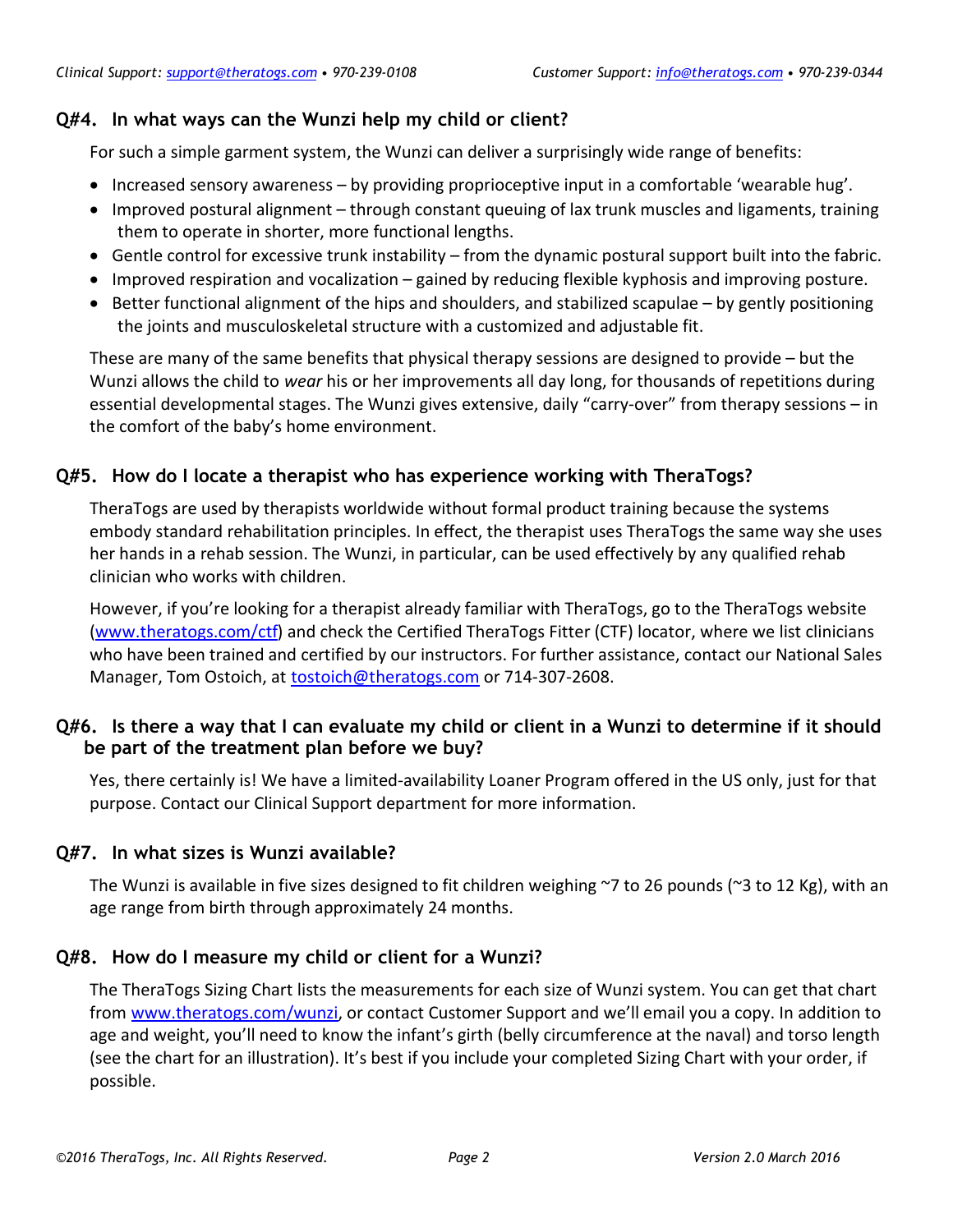## Q#4. In what ways can the Wunzi help my child or client?

For such a simple garment system, the Wunzi can deliver a surprisingly wide range of benefits:

- Increased sensory awareness – by providing proprioceptive input in a comfortable 'wearable hug'.
- Improved postural alignment – through constant queuing of lax trunk muscles and ligaments, training them to operate in shorter, more functional lengths.
- Gentle control for excessive trunk instability – from the dynamic postural support built into the fabric.
- Improved respiration and vocalization – gained by reducing flexible kyphosis and improving posture.
- Better functional alignment of the hips and shoulders, and stabilized scapulae – by gently positioning the joints and musculoskeletal structure with a customized and adjustable fit.

These are many of the same benefits that physical therapy sessions are designed to provide – but the Wunzi allows the child to *wear* his or her improvements all day long, for thousands of repetitions during essential developmental stages. The Wunzi gives extensive, daily "carry-over" from therapy sessions – in the comfort of the baby's home environment.

## Q#5. How do I locate a therapist who has experience working with TheraTogs?

TheraTogs are used by therapists worldwide without formal product training because the systems embody standard rehabilitation principles. In effect, the therapist uses TheraTogs the same way she uses her hands in a rehab session. The Wunzi, in particular, can be used effectively by any qualified rehab clinician who works with children.

However, if you're looking for a therapist already familiar with TheraTogs, go to the TheraTogs website ([www.theratogs.com/ctf](www.theratogs.com/ctf)) and check the Certified TheraTogs Fitter (CTF) locator, where we list clinicians who have been trained and certified by our instructors. For further assistance, contact our National Sales Manager, Tom Ostoich, at [tostoich@theratogs.com](mailto:tostoich@theratogs.com) or 714-307-2608.

## Q#6. Is there a way that I can evaluate my child or client in a Wunzi to determine if it should be part of the treatment plan before we buy?

Yes, there certainly is! We have a limited-availability Loaner Program offered in the US only, just for that purpose. Contact our Clinical Support department for more information.

## Q#7. In what sizes is Wunzi available?

The Wunzi is available in five sizes designed to fit children weighing ~7 to 26 pounds (~3 to 12 Kg), with an age range from birth through approximately 24 months.

## Q#8. How do I measure my child or client for a Wunzi?

The TheraTogs Sizing Chart lists the measurements for each size of Wunzi system. You can get that chart from [www.theratogs.com/wunzi](www.theratogs.com/wunzi), or contact Customer Support and we'll email you a copy. In addition to age and weight, you'll need to know the infant's girth (belly circumference at the naval) and torso length (see the chart for an illustration). It's best if you include your completed Sizing Chart with your order, if possible.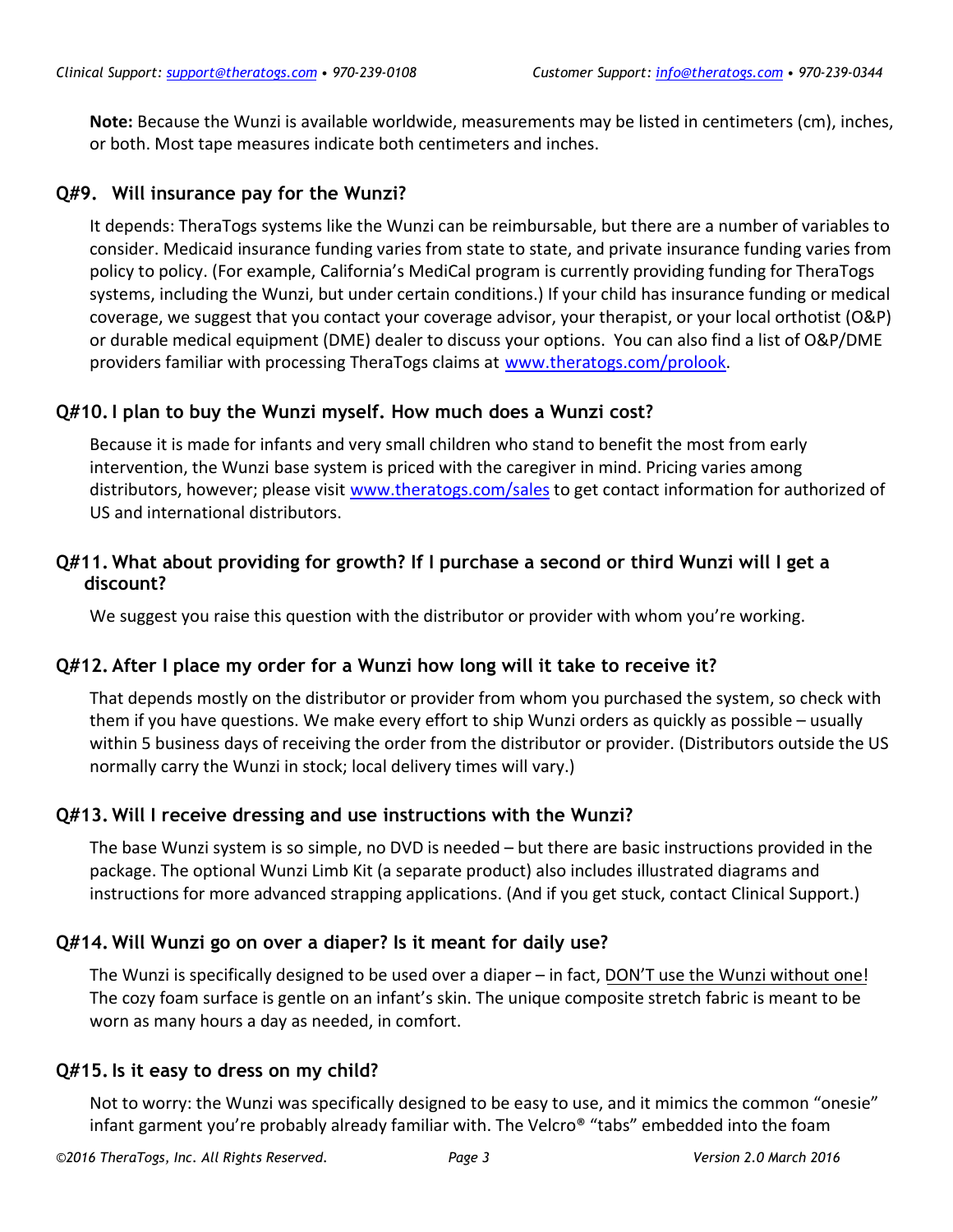**Note:** Because the Wunzi is available worldwide, measurements may be listed in centimeters (cm), inches, or both. Most tape measures indicate both centimeters and inches.

### Q#9. Will insurance pay for the Wunzi?

It depends: TheraTogs systems like the Wunzi can be reimbursable, but there are a number of variables to consider. Medicaid insurance funding varies from state to state, and private insurance funding varies from policy to policy. (For example, California's MediCal program is currently providing funding for TheraTogs systems, including the Wunzi, but under certain conditions.) If your child has insurance funding or medical coverage, we suggest that you contact your coverage advisor, your therapist, or your local orthotist (O&P) or durable medical equipment (DME) dealer to discuss your options. You can also find a list of O&P/DME providers familiar with processing TheraTogs claims at [www.theratogs.com/prolook](www.theratogs.com/prolook).

### Q#10. I plan to buy the Wunzi myself. How much does a Wunzi cost?

Because it is made for infants and very small children who stand to benefit the most from early intervention, the Wunzi base system is priced with the caregiver in mind. Pricing varies among distributors, however; please visit [www.theratogs.com/sales](www.theratogs.com/sales) to get contact information for authorized of US and international distributors.

### Q#11. What about providing for growth? If I purchase a second or third Wunzi will I get a discount?

We suggest you raise this question with the distributor or provider with whom you're working.

### Q#12. After I place my order for a Wunzi how long will it take to receive it?

That depends mostly on the distributor or provider from whom you purchased the system, so check with them if you have questions. We make every effort to ship Wunzi orders as quickly as possible – usually within 5 business days of receiving the order from the distributor or provider. (Distributors outside the US normally carry the Wunzi in stock; local delivery times will vary.)

### Q#13. Will I receive dressing and use instructions with the Wunzi?

The base Wunzi system is so simple, no DVD is needed – but there are basic instructions provided in the package. The optional Wunzi Limb Kit (a separate product) also includes illustrated diagrams and instructions for more advanced strapping applications. (And if you get stuck, contact Clinical Support.)

### Q#14. Will Wunzi go on over a diaper? Is it meant for daily use?

The Wunzi is specifically designed to be used over a diaper – in fact, <u>DON'T use the Wunzi without one!</u> The cozy foam surface is gentle on an infant's skin. The unique composite stretch fabric is meant to be worn as many hours a day as needed, in comfort.

### Q#15. Is it easy to dress on my child?

Not to worry: the Wunzi was specifically designed to be easy to use, and it mimics the common "onesie" infant garment you're probably already familiar with. The Velcro® "tabs" embedded into the foam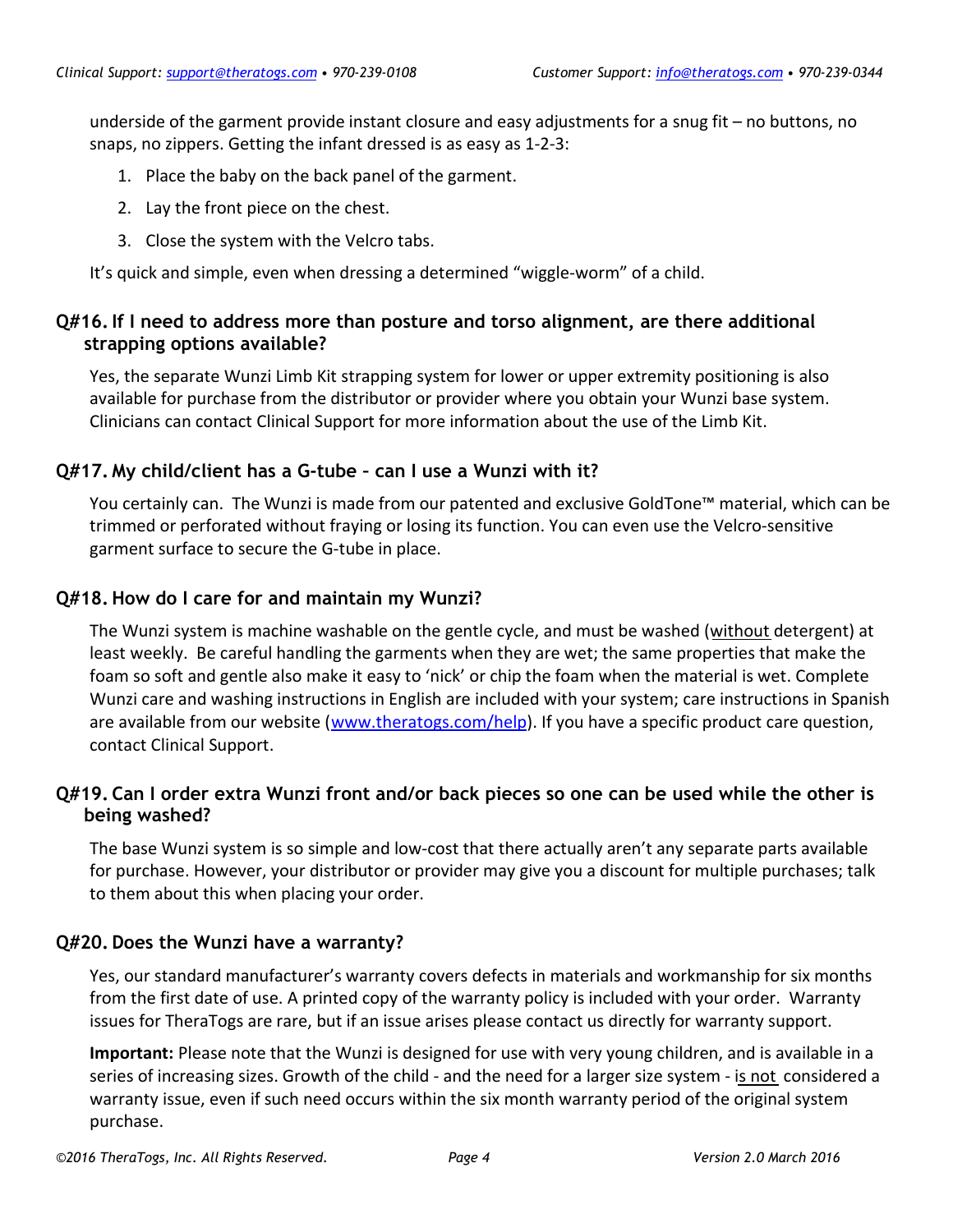underside of the garment provide instant closure and easy adjustments for a snug fit – no buttons, no snaps, no zippers. Getting the infant dressed is as easy as 1-2-3:

1. Place the baby on the back panel of the garment.
2. Lay the front piece on the chest.
3. Close the system with the Velcro tabs.

It's quick and simple, even when dressing a determined "wiggle-worm" of a child.

### Q#16. If I need to address more than posture and torso alignment, are there additional strapping options available?

Yes, the separate Wunzi Limb Kit strapping system for lower or upper extremity positioning is also available for purchase from the distributor or provider where you obtain your Wunzi base system. Clinicians can contact Clinical Support for more information about the use of the Limb Kit.

### Q#17. My child/client has a G-tube – can I use a Wunzi with it?

You certainly can. The Wunzi is made from our patented and exclusive GoldTone™ material, which can be trimmed or perforated without fraying or losing its function. You can even use the Velcro-sensitive garment surface to secure the G-tube in place.

### Q#18. How do I care for and maintain my Wunzi?

The Wunzi system is machine washable on the gentle cycle, and must be washed (without detergent) at least weekly. Be careful handling the garments when they are wet; the same properties that make the foam so soft and gentle also make it easy to 'nick' or chip the foam when the material is wet. Complete Wunzi care and washing instructions in English are included with your system; care instructions in Spanish are available from our website ([www.theratogs.com/help](www.theratogs.com/help)). If you have a specific product care question, contact Clinical Support.

### Q#19. Can I order extra Wunzi front and/or back pieces so one can be used while the other is being washed?

The base Wunzi system is so simple and low-cost that there actually aren't any separate parts available for purchase. However, your distributor or provider may give you a discount for multiple purchases; talk to them about this when placing your order.

### Q#20. Does the Wunzi have a warranty?

Yes, our standard manufacturer's warranty covers defects in materials and workmanship for six months from the first date of use. A printed copy of the warranty policy is included with your order. Warranty issues for TheraTogs are rare, but if an issue arises please contact us directly for warranty support.

**Important:** Please note that the Wunzi is designed for use with very young children, and is available in a series of increasing sizes. Growth of the child - and the need for a larger size system - is not considered a warranty issue, even if such need occurs within the six month warranty period of the original system purchase.